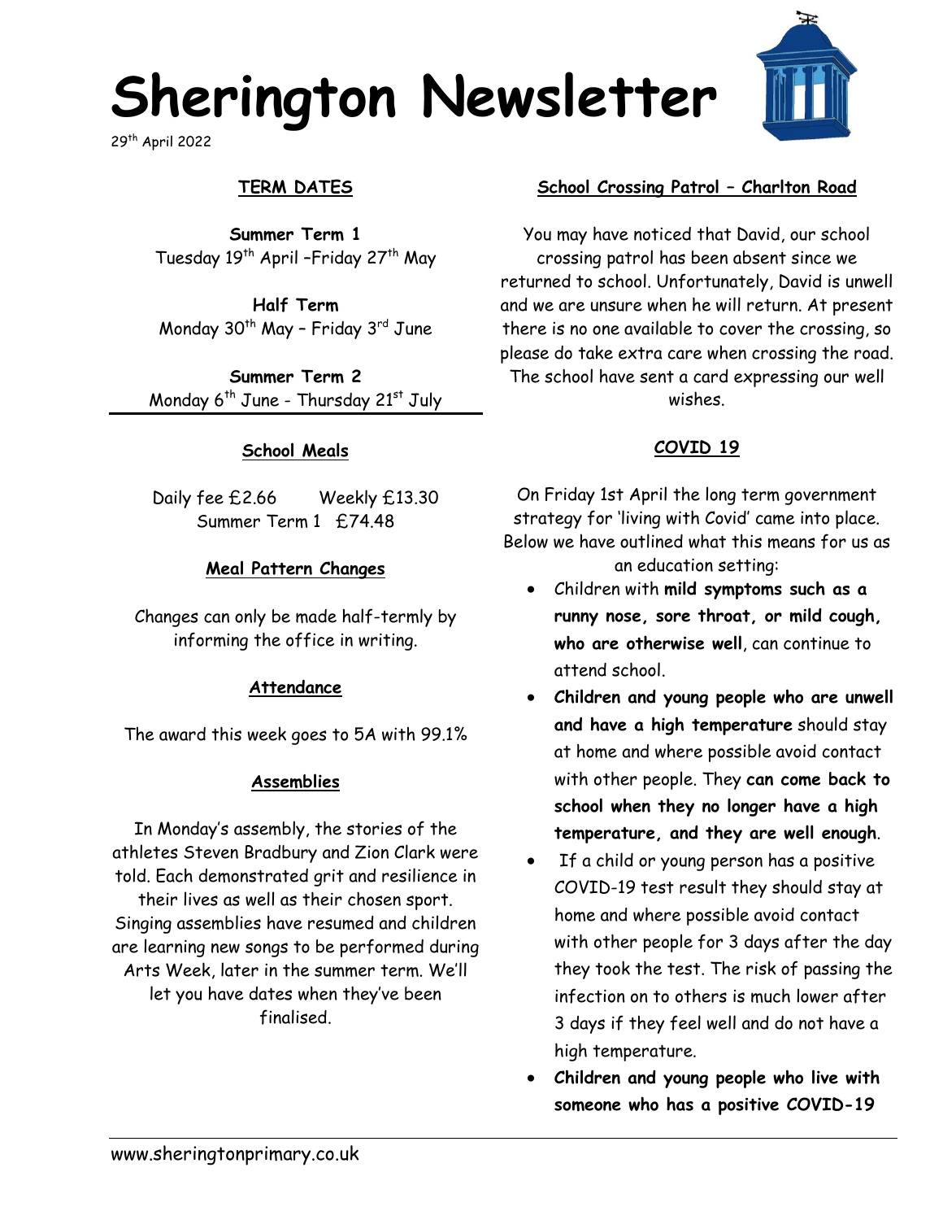# Sherington Newsletter

29th April 2022

## TERM DATES

**Summer Term 1**
Tuesday 19th April –Friday 27th May

**Half Term**
Monday 30th May – Friday 3rd June

**Summer Term 2**
Monday 6th June - Thursday 21st July

## School Meals

Daily fee £2.66 Weekly £13.30
Summer Term 1 £74.48

## Meal Pattern Changes

Changes can only be made half-termly by informing the office in writing.

## Attendance

The award this week goes to 5A with 99.1%

## Assemblies

In Monday's assembly, the stories of the athletes Steven Bradbury and Zion Clark were told. Each demonstrated grit and resilience in their lives as well as their chosen sport. Singing assemblies have resumed and children are learning new songs to be performed during Arts Week, later in the summer term. We'll let you have dates when they've been finalised.

## School Crossing Patrol – Charlton Road

You may have noticed that David, our school crossing patrol has been absent since we returned to school. Unfortunately, David is unwell and we are unsure when he will return. At present there is no one available to cover the crossing, so please do take extra care when crossing the road. The school have sent a card expressing our well wishes.

## COVID 19

On Friday 1st April the long term government strategy for 'living with Covid' came into place. Below we have outlined what this means for us as an education setting:

- Children with **mild symptoms such as a runny nose, sore throat, or mild cough, who are otherwise well**, can continue to attend school.
- **Children and young people who are unwell and have a high temperature** should stay at home and where possible avoid contact with other people. They **can come back to school when they no longer have a high temperature, and they are well enough**.
- If a child or young person has a positive COVID-19 test result they should stay at home and where possible avoid contact with other people for 3 days after the day they took the test. The risk of passing the infection on to others is much lower after 3 days if they feel well and do not have a high temperature.
- **Children and young people who live with someone who has a positive COVID-19**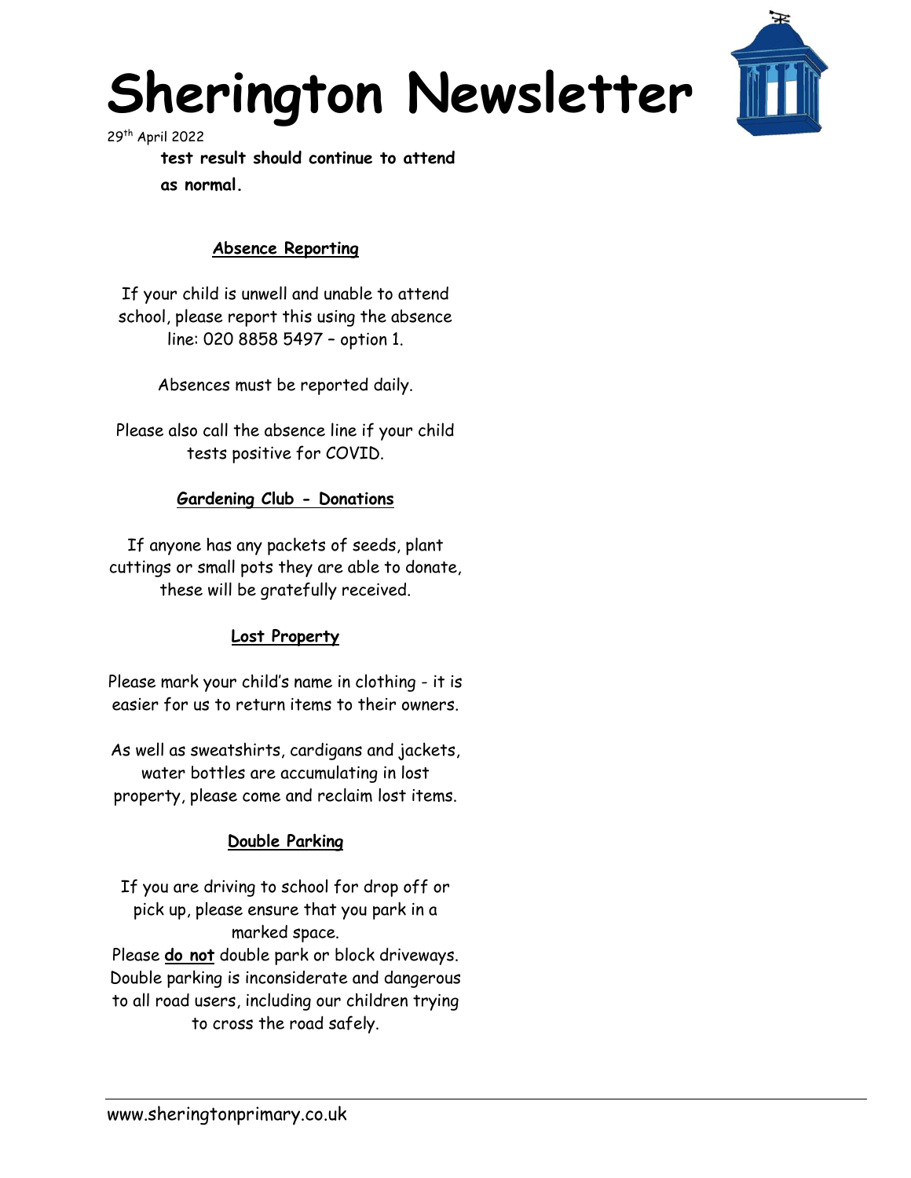# Sherington Newsletter

29th April 2022

**test result should continue to attend as normal.**

## **Absence Reporting**

If your child is unwell and unable to attend school, please report this using the absence line: 020 8858 5497 – option 1.

Absences must be reported daily.

Please also call the absence line if your child tests positive for COVID.

## **Gardening Club - Donations**

If anyone has any packets of seeds, plant cuttings or small pots they are able to donate, these will be gratefully received.

## **Lost Property**

Please mark your child's name in clothing - it is easier for us to return items to their owners.

As well as sweatshirts, cardigans and jackets, water bottles are accumulating in lost property, please come and reclaim lost items.

## **Double Parking**

If you are driving to school for drop off or pick up, please ensure that you park in a marked space.
Please **do not** double park or block driveways. Double parking is inconsiderate and dangerous to all road users, including our children trying to cross the road safely.

www.sheringtonprimary.co.uk